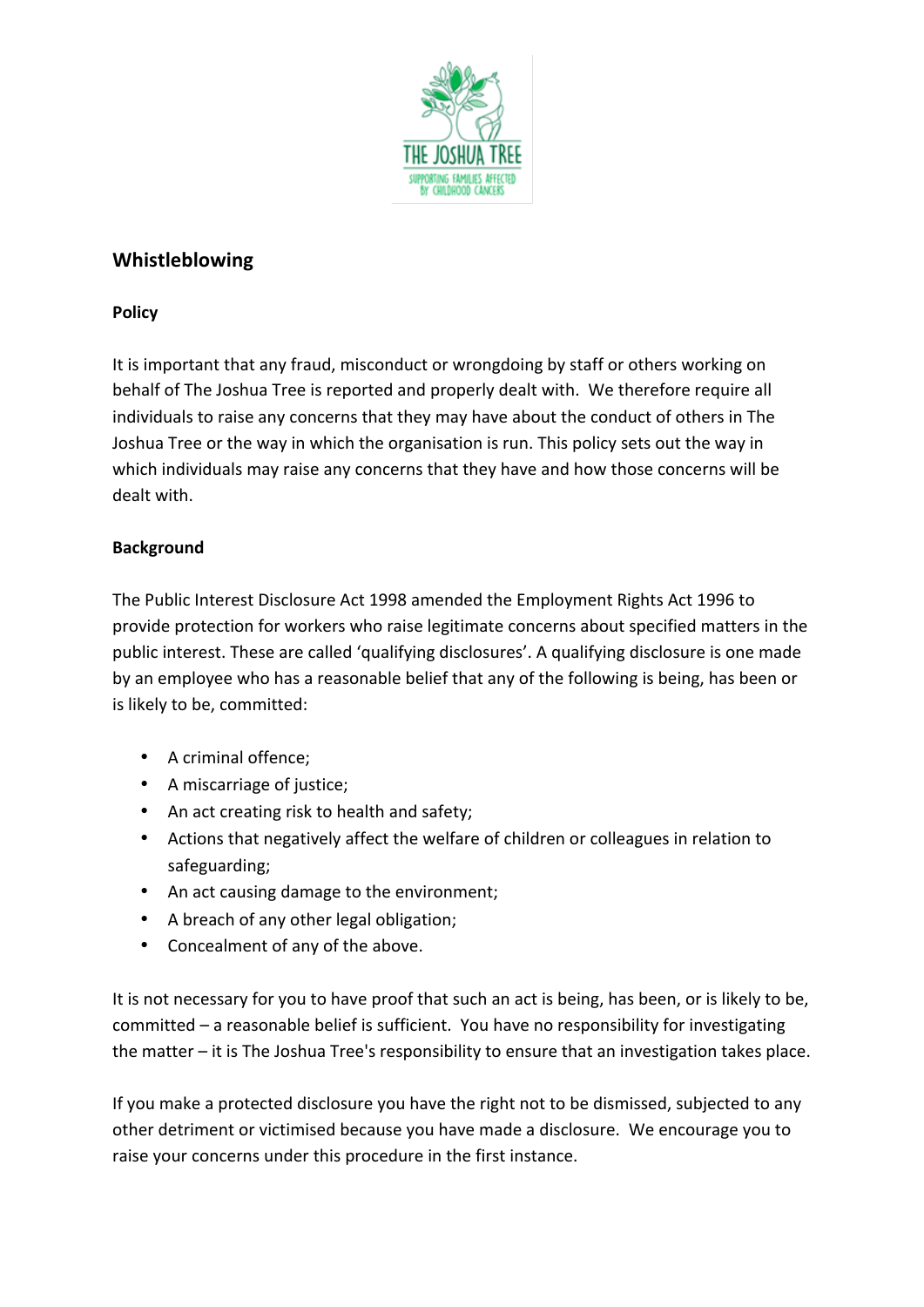## Whistleblowing

### Policy

It is important that any fraud, misconduct or wrongdoing by staff or others working on behalf of The Joshua Tree is reported and properly dealt with. We therefore require all individuals to raise any concerns that they may have about the conduct of others in The Joshua Tree or the way in which the organisation is run. This policy sets out the way in which individuals may raise any concerns that they have and how those concerns will be dealt with.

### Background

The Public Interest Disclosure Act 1998 amended the Employment Rights Act 1996 to provide protection for workers who raise legitimate concerns about specified matters in the public interest. These are called 'qualifying disclosures'. A qualifying disclosure is one made by an employee who has a reasonable belief that any of the following is being, has been or is likely to be, committed:

- A criminal offence;
- A miscarriage of justice;
- An act creating risk to health and safety;
- Actions that negatively affect the welfare of children or colleagues in relation to safeguarding;
- An act causing damage to the environment;
- A breach of any other legal obligation;
- Concealment of any of the above.

It is not necessary for you to have proof that such an act is being, has been, or is likely to be, committed – a reasonable belief is sufficient. You have no responsibility for investigating the matter – it is The Joshua Tree's responsibility to ensure that an investigation takes place.

If you make a protected disclosure you have the right not to be dismissed, subjected to any other detriment or victimised because you have made a disclosure. We encourage you to raise your concerns under this procedure in the first instance.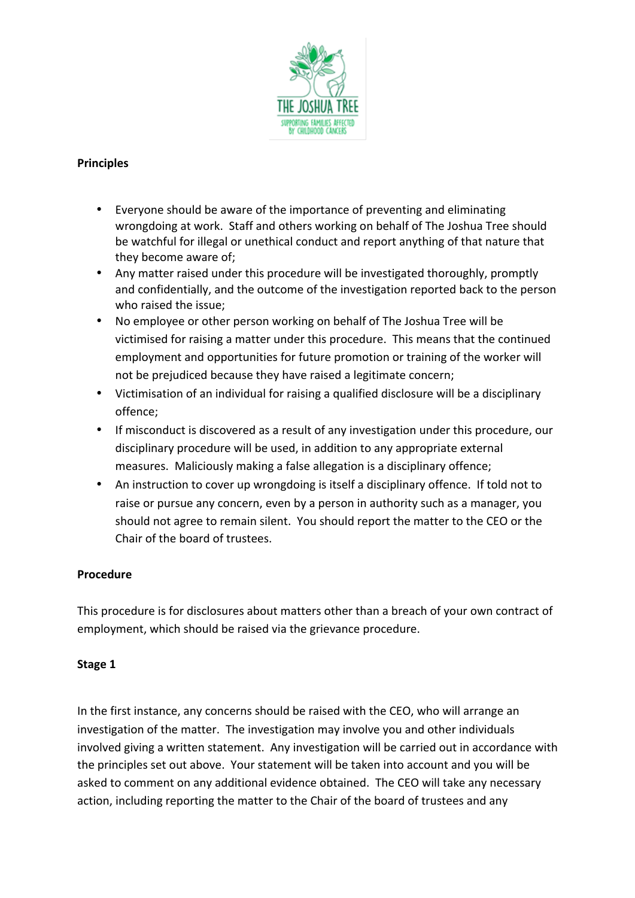**Principles**

- Everyone should be aware of the importance of preventing and eliminating wrongdoing at work. Staff and others working on behalf of The Joshua Tree should be watchful for illegal or unethical conduct and report anything of that nature that they become aware of;
- Any matter raised under this procedure will be investigated thoroughly, promptly and confidentially, and the outcome of the investigation reported back to the person who raised the issue;
- No employee or other person working on behalf of The Joshua Tree will be victimised for raising a matter under this procedure. This means that the continued employment and opportunities for future promotion or training of the worker will not be prejudiced because they have raised a legitimate concern;
- Victimisation of an individual for raising a qualified disclosure will be a disciplinary offence;
- If misconduct is discovered as a result of any investigation under this procedure, our disciplinary procedure will be used, in addition to any appropriate external measures. Maliciously making a false allegation is a disciplinary offence;
- An instruction to cover up wrongdoing is itself a disciplinary offence. If told not to raise or pursue any concern, even by a person in authority such as a manager, you should not agree to remain silent. You should report the matter to the CEO or the Chair of the board of trustees.

**Procedure**

This procedure is for disclosures about matters other than a breach of your own contract of employment, which should be raised via the grievance procedure.

**Stage 1**

In the first instance, any concerns should be raised with the CEO, who will arrange an investigation of the matter. The investigation may involve you and other individuals involved giving a written statement. Any investigation will be carried out in accordance with the principles set out above. Your statement will be taken into account and you will be asked to comment on any additional evidence obtained. The CEO will take any necessary action, including reporting the matter to the Chair of the board of trustees and any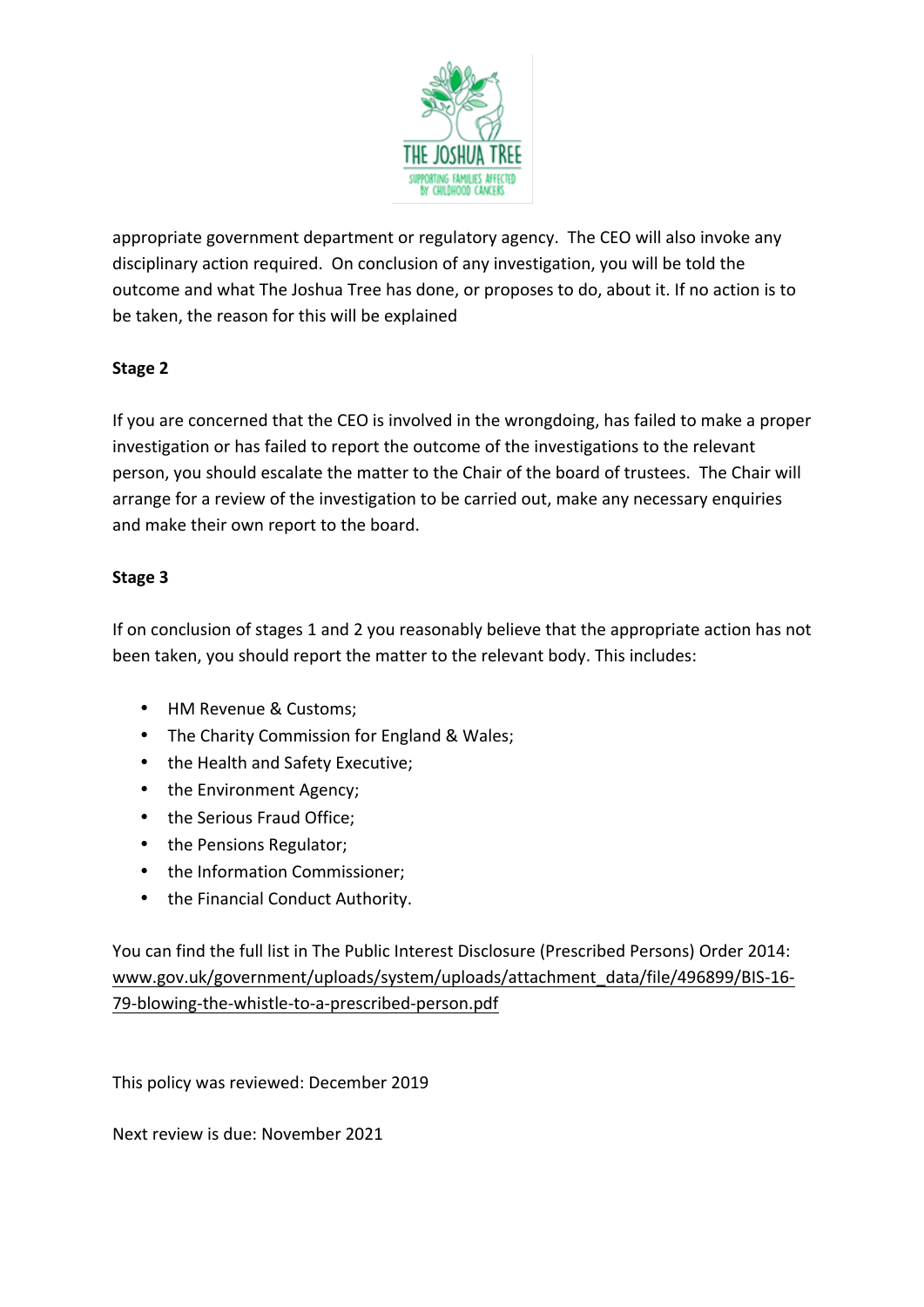appropriate government department or regulatory agency. The CEO will also invoke any disciplinary action required. On conclusion of any investigation, you will be told the outcome and what The Joshua Tree has done, or proposes to do, about it. If no action is to be taken, the reason for this will be explained

**Stage 2**

If you are concerned that the CEO is involved in the wrongdoing, has failed to make a proper investigation or has failed to report the outcome of the investigations to the relevant person, you should escalate the matter to the Chair of the board of trustees. The Chair will arrange for a review of the investigation to be carried out, make any necessary enquiries and make their own report to the board.

**Stage 3**

If on conclusion of stages 1 and 2 you reasonably believe that the appropriate action has not been taken, you should report the matter to the relevant body. This includes:

- HM Revenue & Customs;
- The Charity Commission for England & Wales;
- the Health and Safety Executive;
- the Environment Agency;
- the Serious Fraud Office;
- the Pensions Regulator;
- the Information Commissioner;
- the Financial Conduct Authority.

You can find the full list in The Public Interest Disclosure (Prescribed Persons) Order 2014: www.gov.uk/government/uploads/system/uploads/attachment_data/file/496899/BIS-16-79-blowing-the-whistle-to-a-prescribed-person.pdf

This policy was reviewed: December 2019

Next review is due: November 2021